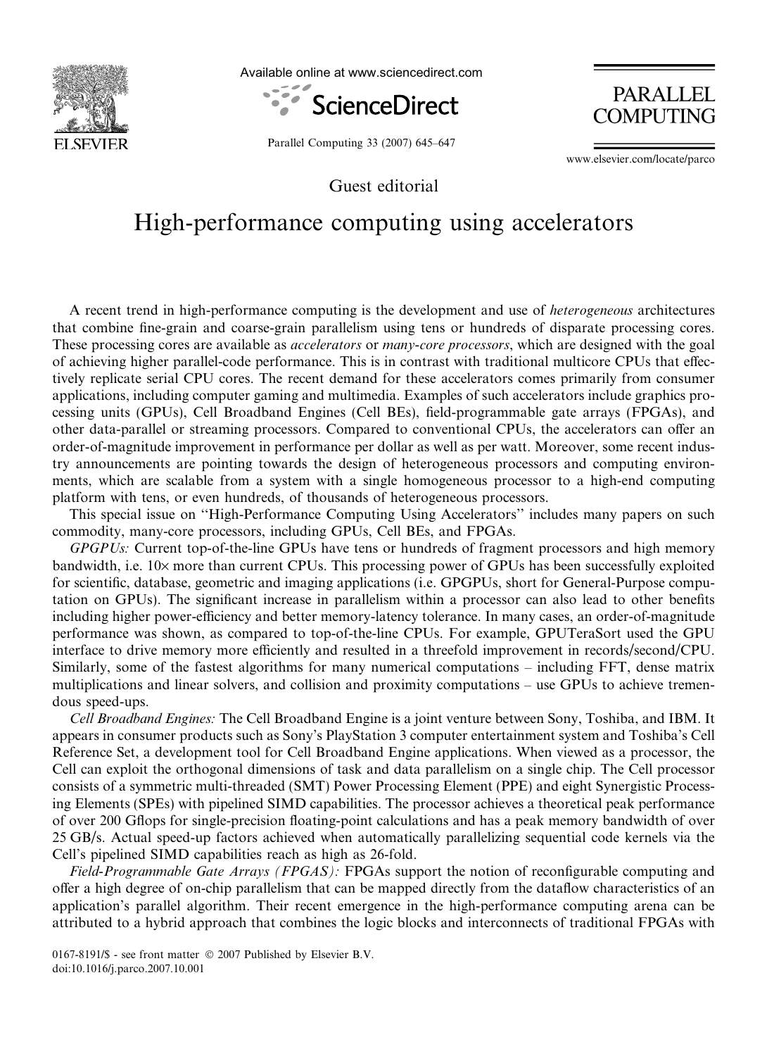Guest editorial

# High-performance computing using accelerators

A recent trend in high-performance computing is the development and use of *heterogeneous* architectures that combine fine-grain and coarse-grain parallelism using tens or hundreds of disparate processing cores. These processing cores are available as *accelerators* or *many-core processors*, which are designed with the goal of achieving higher parallel-code performance. This is in contrast with traditional multicore CPUs that effectively replicate serial CPU cores. The recent demand for these accelerators comes primarily from consumer applications, including computer gaming and multimedia. Examples of such accelerators include graphics processing units (GPUs), Cell Broadband Engines (Cell BEs), field-programmable gate arrays (FPGAs), and other data-parallel or streaming processors. Compared to conventional CPUs, the accelerators can offer an order-of-magnitude improvement in performance per dollar as well as per watt. Moreover, some recent industry announcements are pointing towards the design of heterogeneous processors and computing environments, which are scalable from a system with a single homogeneous processor to a high-end computing platform with tens, or even hundreds, of thousands of heterogeneous processors.

This special issue on ''High-Performance Computing Using Accelerators'' includes many papers on such commodity, many-core processors, including GPUs, Cell BEs, and FPGAs.

*GPGPUs:* Current top-of-the-line GPUs have tens or hundreds of fragment processors and high memory bandwidth, i.e. 10× more than current CPUs. This processing power of GPUs has been successfully exploited for scientific, database, geometric and imaging applications (i.e. GPGPUs, short for General-Purpose computation on GPUs). The significant increase in parallelism within a processor can also lead to other benefits including higher power-efficiency and better memory-latency tolerance. In many cases, an order-of-magnitude performance was shown, as compared to top-of-the-line CPUs. For example, GPUTeraSort used the GPU interface to drive memory more efficiently and resulted in a threefold improvement in records/second/CPU. Similarly, some of the fastest algorithms for many numerical computations – including FFT, dense matrix multiplications and linear solvers, and collision and proximity computations – use GPUs to achieve tremendous speed-ups.

*Cell Broadband Engines:* The Cell Broadband Engine is a joint venture between Sony, Toshiba, and IBM. It appears in consumer products such as Sony's PlayStation 3 computer entertainment system and Toshiba's Cell Reference Set, a development tool for Cell Broadband Engine applications. When viewed as a processor, the Cell can exploit the orthogonal dimensions of task and data parallelism on a single chip. The Cell processor consists of a symmetric multi-threaded (SMT) Power Processing Element (PPE) and eight Synergistic Processing Elements (SPEs) with pipelined SIMD capabilities. The processor achieves a theoretical peak performance of over 200 Gflops for single-precision floating-point calculations and has a peak memory bandwidth of over 25 GB/s. Actual speed-up factors achieved when automatically parallelizing sequential code kernels via the Cell's pipelined SIMD capabilities reach as high as 26-fold.

*Field-Programmable Gate Arrays (FPGAS):* FPGAs support the notion of reconfigurable computing and offer a high degree of on-chip parallelism that can be mapped directly from the dataflow characteristics of an application's parallel algorithm. Their recent emergence in the high-performance computing arena can be attributed to a hybrid approach that combines the logic blocks and interconnects of traditional FPGAs with

0167-8191/$ - see front matter © 2007 Published by Elsevier B.V.
doi:10.1016/j.parco.2007.10.001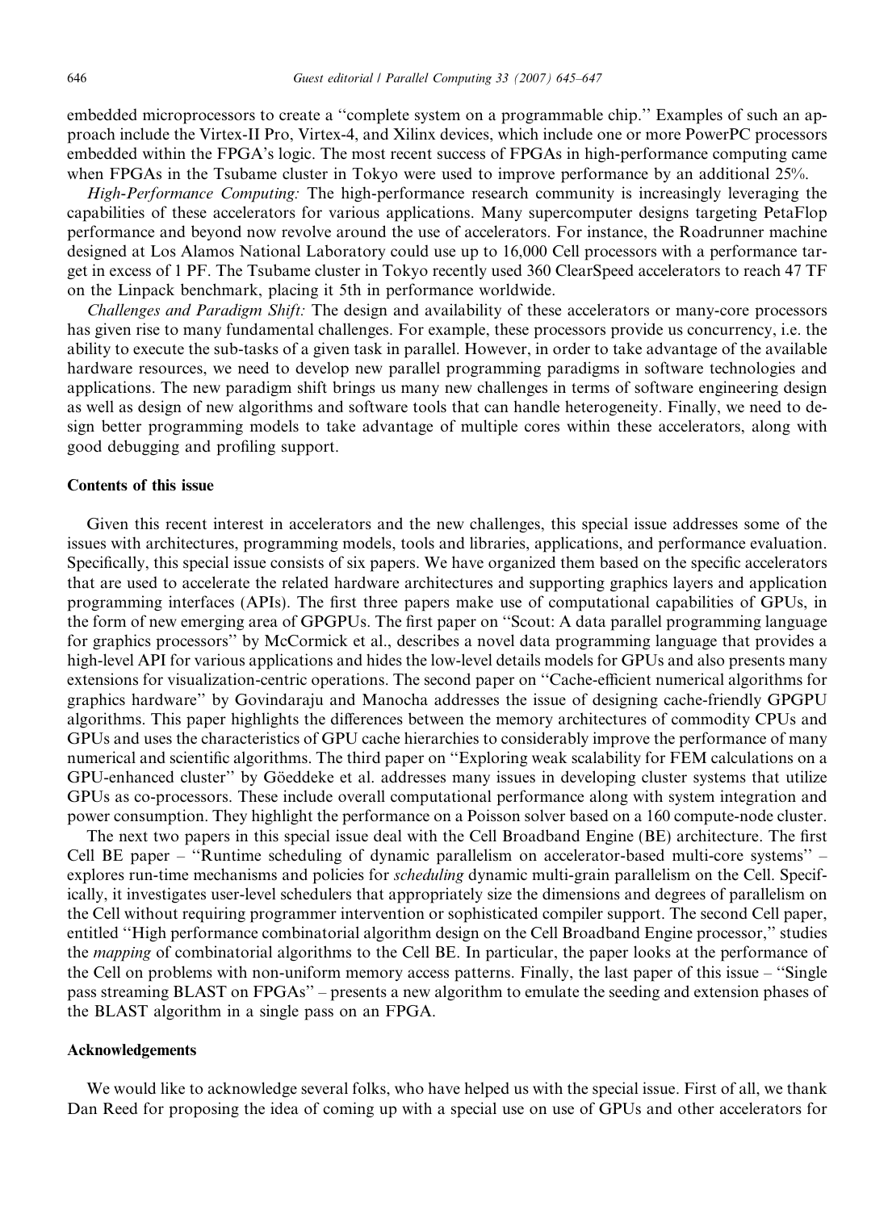embedded microprocessors to create a "complete system on a programmable chip." Examples of such an approach include the Virtex-II Pro, Virtex-4, and Xilinx devices, which include one or more PowerPC processors embedded within the FPGA's logic. The most recent success of FPGAs in high-performance computing came when FPGAs in the Tsubame cluster in Tokyo were used to improve performance by an additional 25%.

*High-Performance Computing:* The high-performance research community is increasingly leveraging the capabilities of these accelerators for various applications. Many supercomputer designs targeting PetaFlop performance and beyond now revolve around the use of accelerators. For instance, the Roadrunner machine designed at Los Alamos National Laboratory could use up to 16,000 Cell processors with a performance target in excess of 1 PF. The Tsubame cluster in Tokyo recently used 360 ClearSpeed accelerators to reach 47 TF on the Linpack benchmark, placing it 5th in performance worldwide.

*Challenges and Paradigm Shift:* The design and availability of these accelerators or many-core processors has given rise to many fundamental challenges. For example, these processors provide us concurrency, i.e. the ability to execute the sub-tasks of a given task in parallel. However, in order to take advantage of the available hardware resources, we need to develop new parallel programming paradigms in software technologies and applications. The new paradigm shift brings us many new challenges in terms of software engineering design as well as design of new algorithms and software tools that can handle heterogeneity. Finally, we need to design better programming models to take advantage of multiple cores within these accelerators, along with good debugging and profiling support.

## Contents of this issue

Given this recent interest in accelerators and the new challenges, this special issue addresses some of the issues with architectures, programming models, tools and libraries, applications, and performance evaluation. Specifically, this special issue consists of six papers. We have organized them based on the specific accelerators that are used to accelerate the related hardware architectures and supporting graphics layers and application programming interfaces (APIs). The first three papers make use of computational capabilities of GPUs, in the form of new emerging area of GPGPUs. The first paper on "Scout: A data parallel programming language for graphics processors" by McCormick et al., describes a novel data programming language that provides a high-level API for various applications and hides the low-level details models for GPUs and also presents many extensions for visualization-centric operations. The second paper on "Cache-efficient numerical algorithms for graphics hardware" by Govindaraju and Manocha addresses the issue of designing cache-friendly GPGPU algorithms. This paper highlights the differences between the memory architectures of commodity CPUs and GPUs and uses the characteristics of GPU cache hierarchies to considerably improve the performance of many numerical and scientific algorithms. The third paper on "Exploring weak scalability for FEM calculations on a GPU-enhanced cluster" by Göeddeke et al. addresses many issues in developing cluster systems that utilize GPUs as co-processors. These include overall computational performance along with system integration and power consumption. They highlight the performance on a Poisson solver based on a 160 compute-node cluster.

The next two papers in this special issue deal with the Cell Broadband Engine (BE) architecture. The first Cell BE paper – "Runtime scheduling of dynamic parallelism on accelerator-based multi-core systems" – explores run-time mechanisms and policies for *scheduling* dynamic multi-grain parallelism on the Cell. Specifically, it investigates user-level schedulers that appropriately size the dimensions and degrees of parallelism on the Cell without requiring programmer intervention or sophisticated compiler support. The second Cell paper, entitled "High performance combinatorial algorithm design on the Cell Broadband Engine processor," studies the *mapping* of combinatorial algorithms to the Cell BE. In particular, the paper looks at the performance of the Cell on problems with non-uniform memory access patterns. Finally, the last paper of this issue – "Single pass streaming BLAST on FPGAs" – presents a new algorithm to emulate the seeding and extension phases of the BLAST algorithm in a single pass on an FPGA.

## Acknowledgements

We would like to acknowledge several folks, who have helped us with the special issue. First of all, we thank Dan Reed for proposing the idea of coming up with a special use on use of GPUs and other accelerators for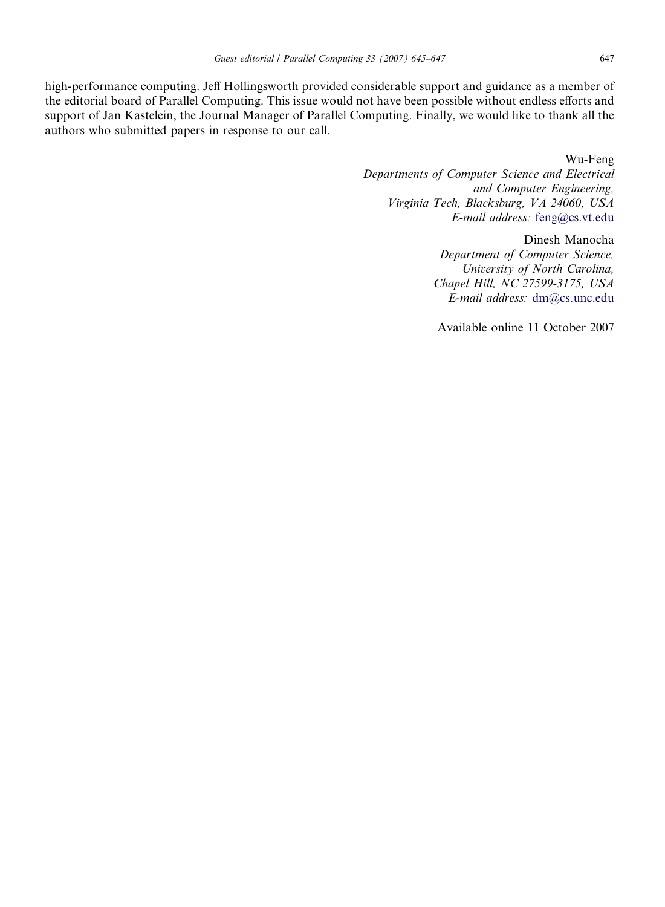high-performance computing. Jeff Hollingsworth provided considerable support and guidance as a member of the editorial board of Parallel Computing. This issue would not have been possible without endless efforts and support of Jan Kastelein, the Journal Manager of Parallel Computing. Finally, we would like to thank all the authors who submitted papers in response to our call.

Wu-Feng
*Departments of Computer Science and Electrical and Computer Engineering, Virginia Tech, Blacksburg, VA 24060, USA*
*E-mail address:* feng@cs.vt.edu

Dinesh Manocha
*Department of Computer Science, University of North Carolina, Chapel Hill, NC 27599-3175, USA*
*E-mail address:* dm@cs.unc.edu

Available online 11 October 2007